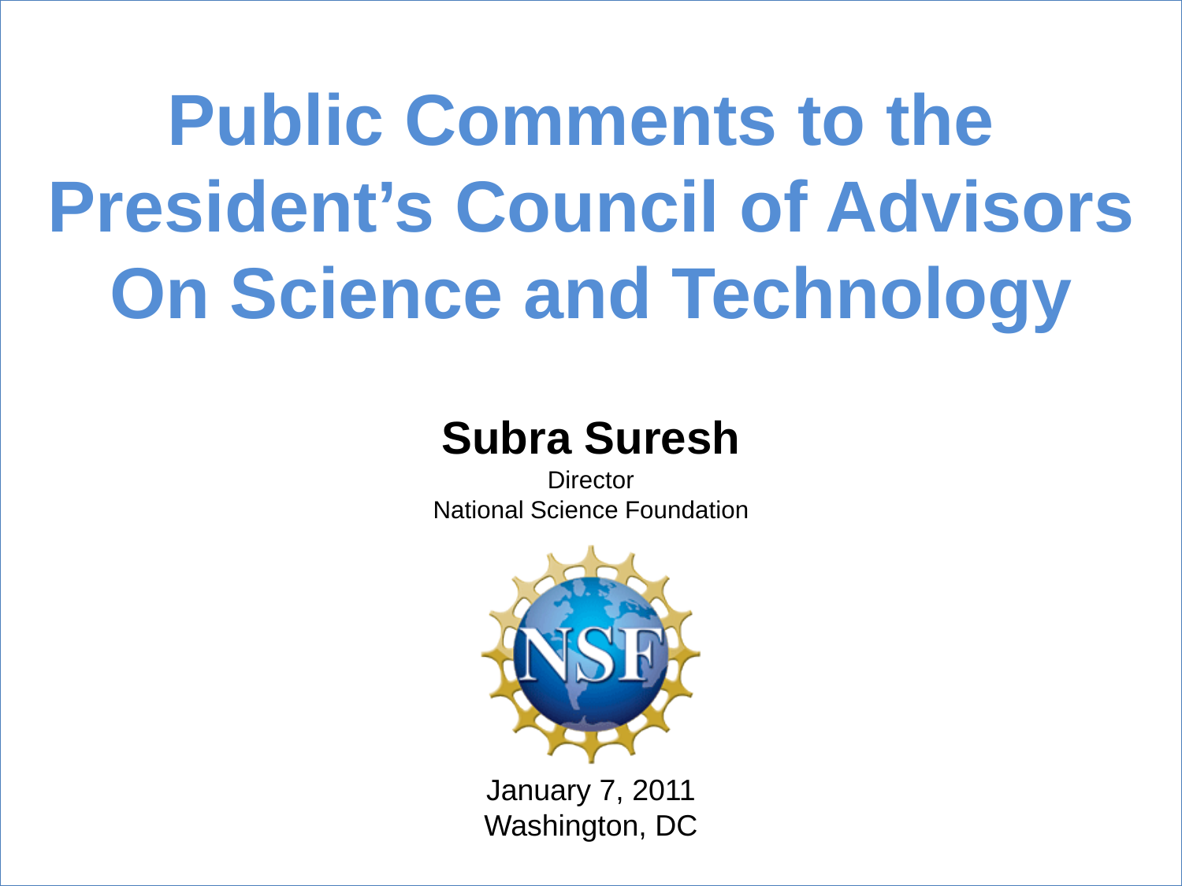# Public Comments to the President's Council of Advisors On Science and Technology

**Subra Suresh**

Director

National Science Foundation

January 7, 2011

Washington, DC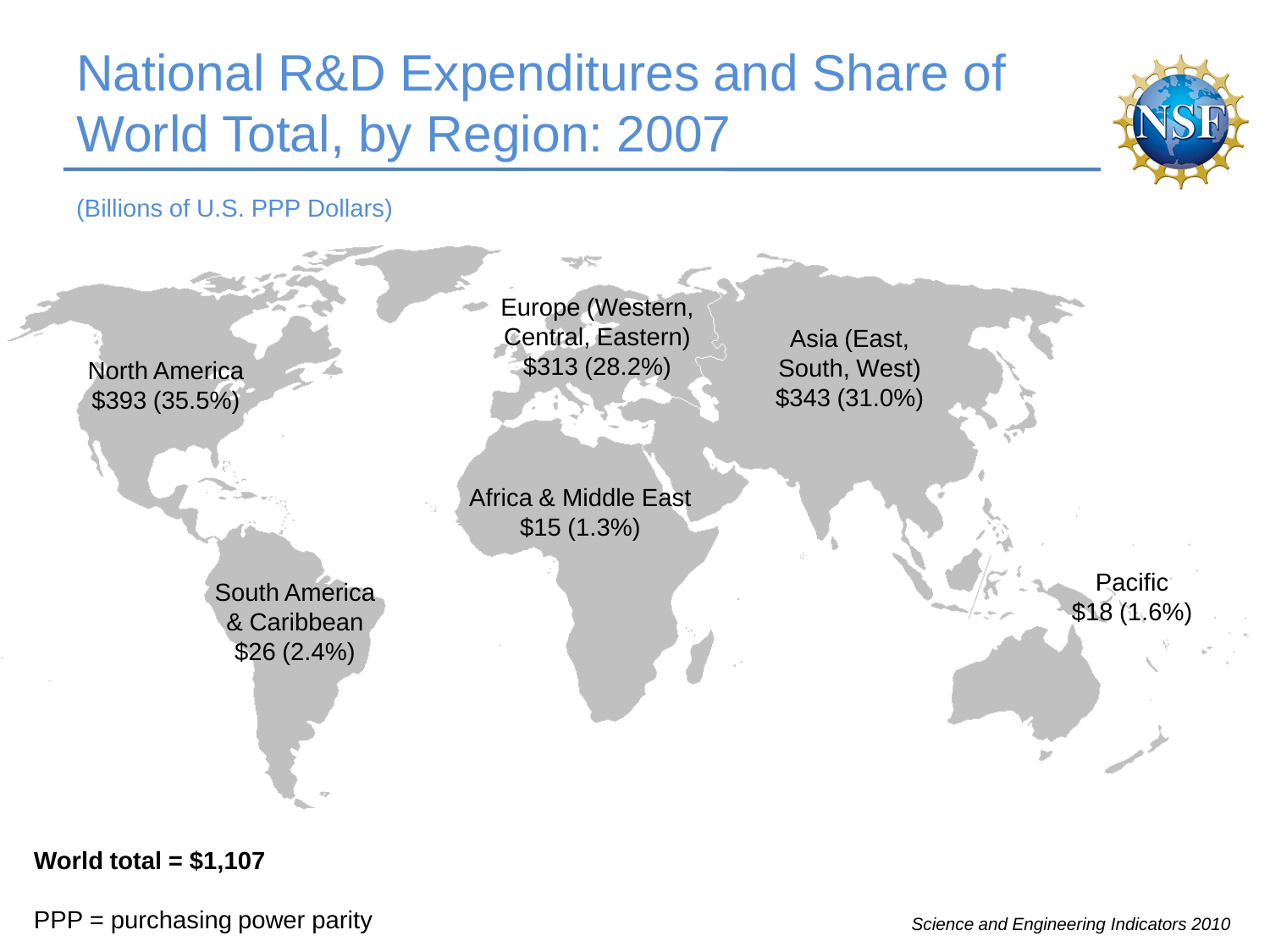# National R&D Expenditures and Share of World Total, by Region: 2007

(Billions of U.S. PPP Dollars)

North America
$393 (35.5%)

Europe (Western, Central, Eastern)
$313 (28.2%)

Asia (East, South, West)
$343 (31.0%)

Africa & Middle East
$15 (1.3%)

South America & Caribbean
$26 (2.4%)

Pacific
$18 (1.6%)

**World total = $1,107**

PPP = purchasing power parity

*Science and Engineering Indicators 2010*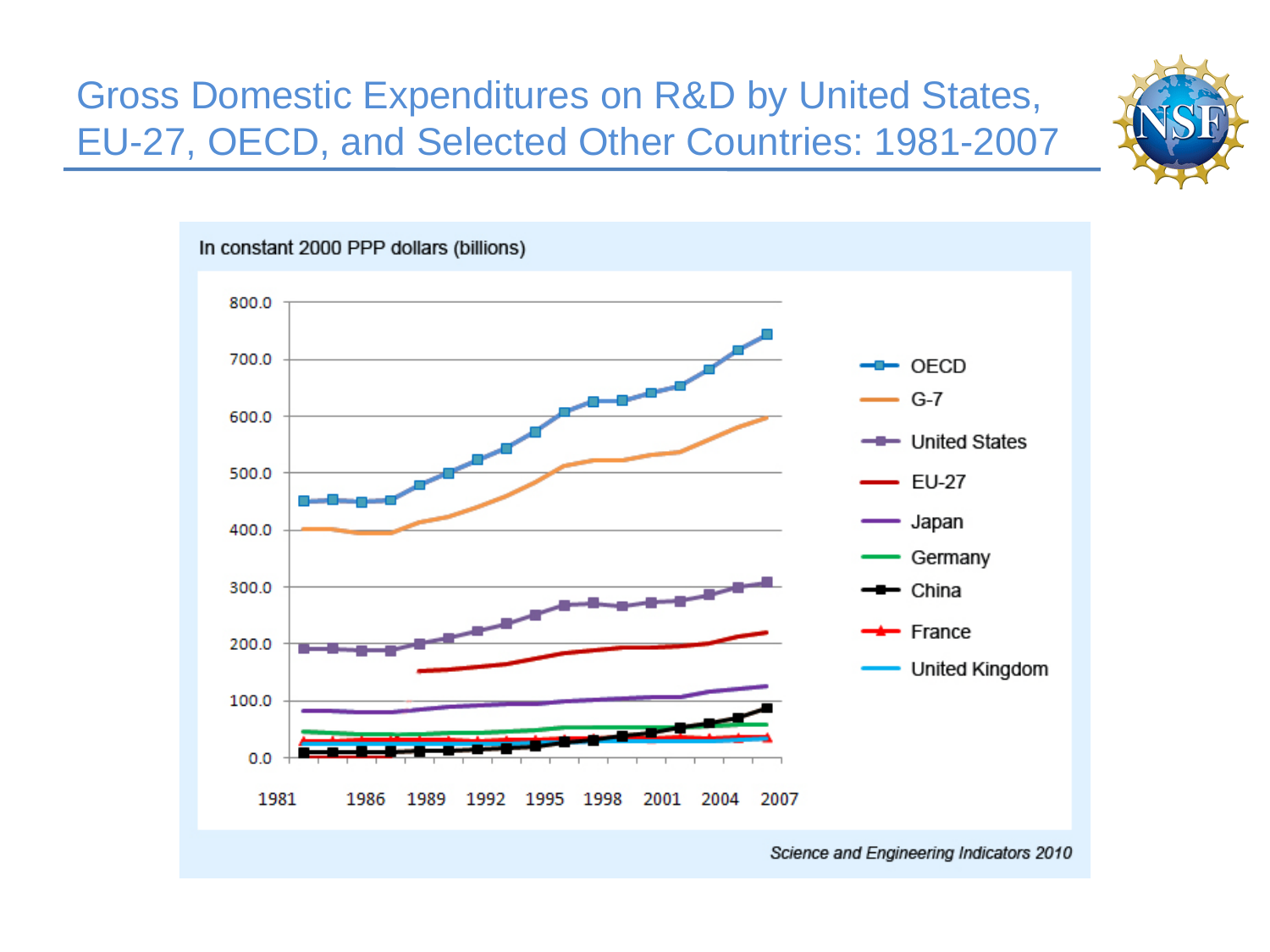# Gross Domestic Expenditures on R&D by United States, EU-27, OECD, and Selected Other Countries: 1981-2007

In constant 2000 PPP dollars (billions)

*Science and Engineering Indicators 2010*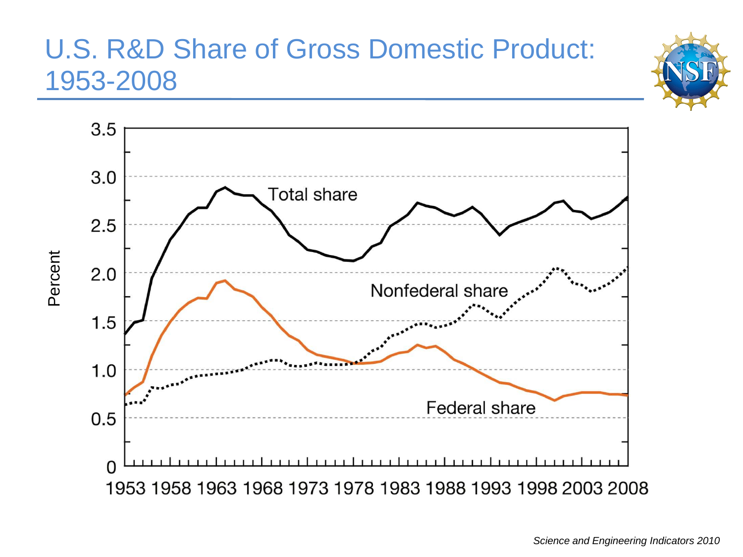# U.S. R&D Share of Gross Domestic Product: 1953-2008

Percent

3.5
3.0
2.5
2.0
1.5
1.0
0.5
0

Total share

Nonfederal share

Federal share

1953 1958 1963 1968 1973 1978 1983 1988 1993 1998 2003 2008

*Science and Engineering Indicators 2010*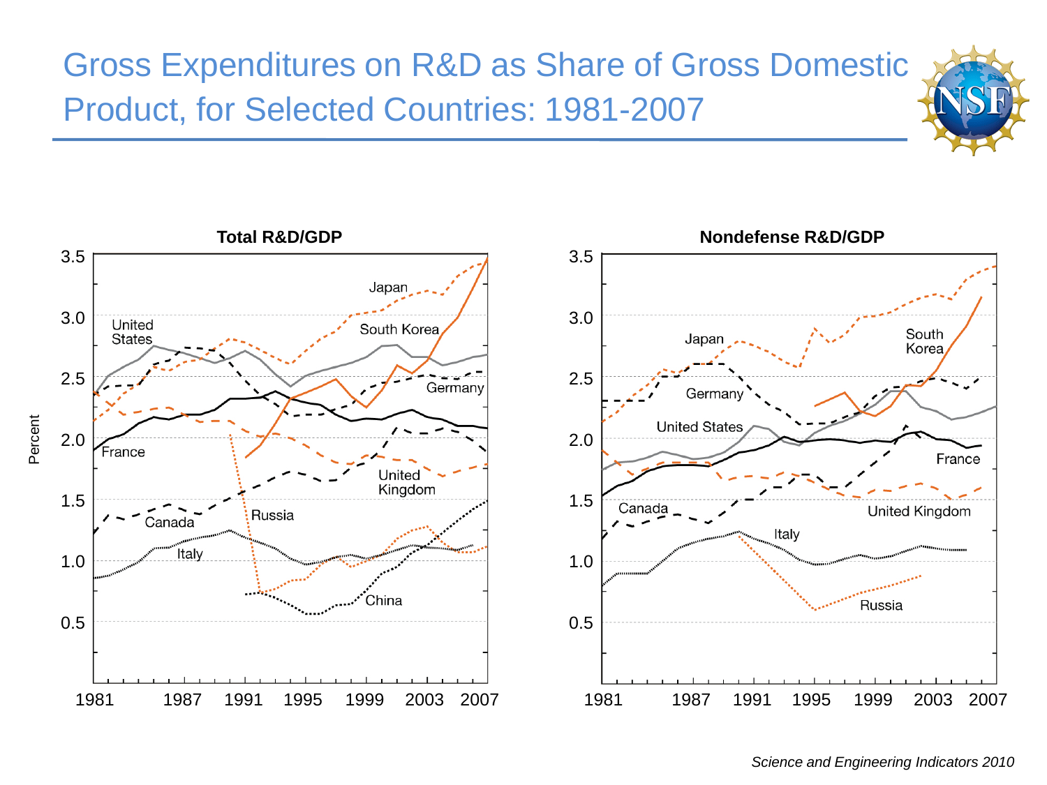# Gross Expenditures on R&D as Share of Gross Domestic Product, for Selected Countries: 1981-2007

**Total R&D/GDP**

**Nondefense R&D/GDP**

*Science and Engineering Indicators 2010*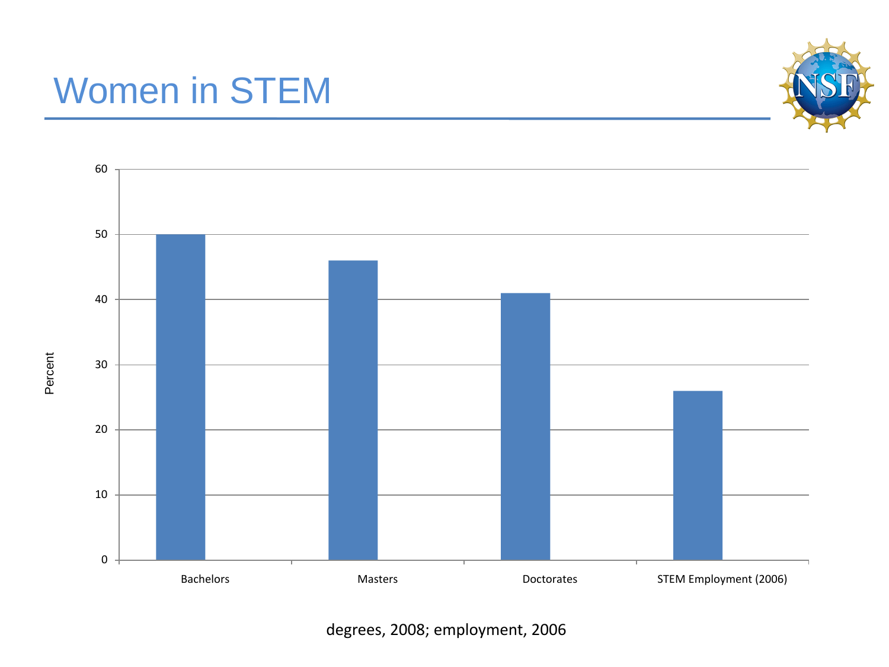# Women in STEM

| | Percent |
|---|---|
| Bachelors | 50 |
| Masters | 46 |
| Doctorates | 41 |
| STEM Employment (2006) | 26 |

degrees, 2008; employment, 2006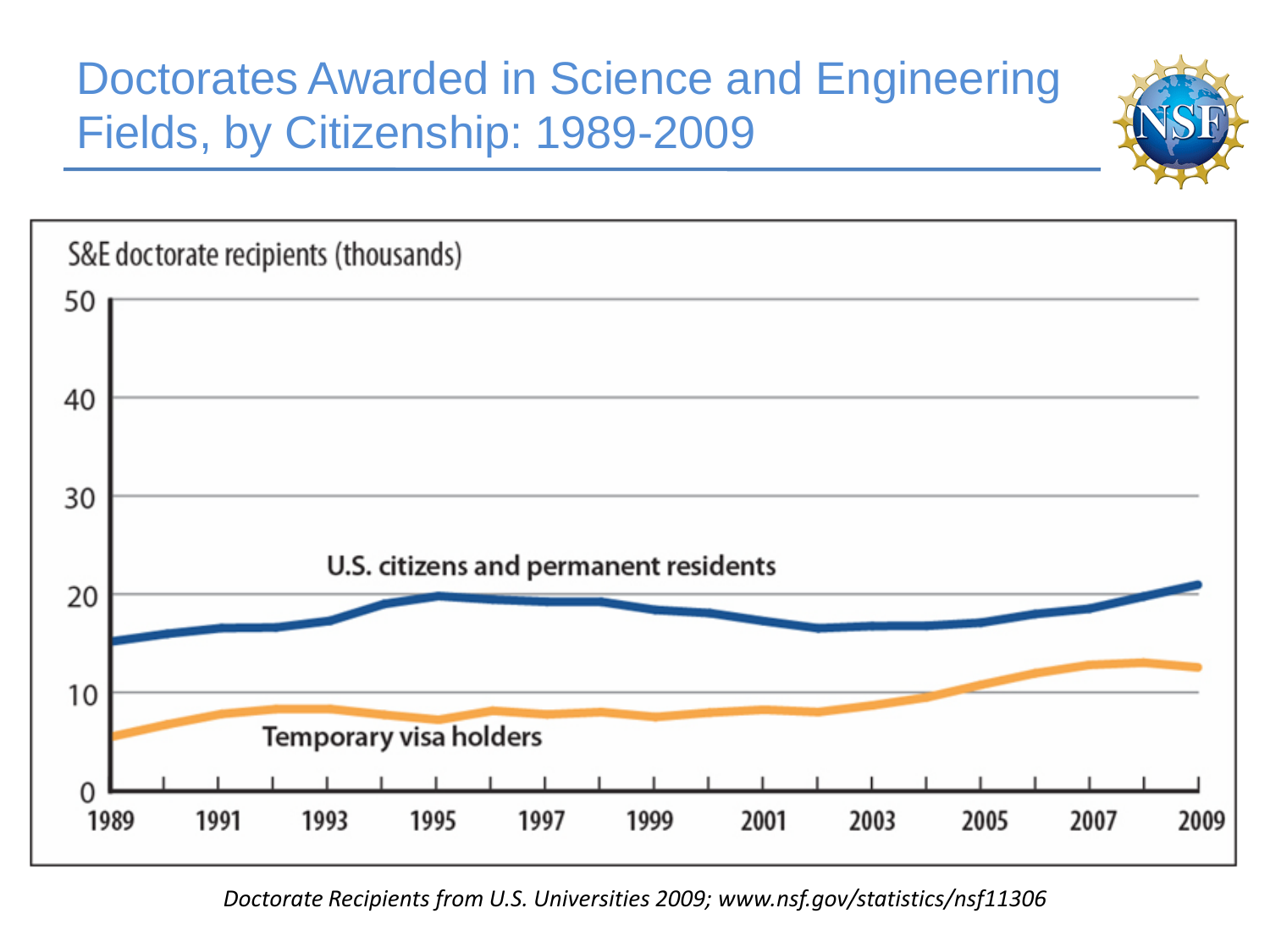# Doctorates Awarded in Science and Engineering Fields, by Citizenship: 1989-2009

S&E doctorate recipients (thousands)

U.S. citizens and permanent residents

Temporary visa holders

*Doctorate Recipients from U.S. Universities 2009; www.nsf.gov/statistics/nsf11306*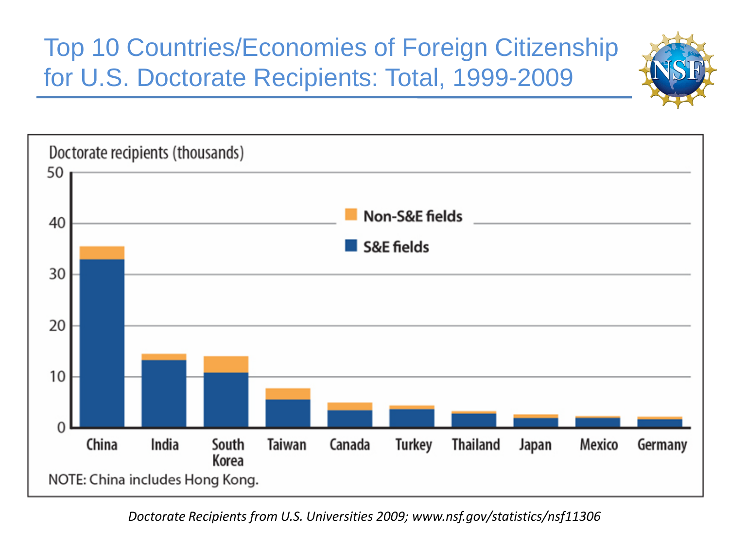# Top 10 Countries/Economies of Foreign Citizenship for U.S. Doctorate Recipients: Total, 1999-2009

Doctorate recipients (thousands)

50
40
30
20
10
0

Non-S&E fields
S&E fields

China
India
South Korea
Taiwan
Canada
Turkey
Thailand
Japan
Mexico
Germany

NOTE: China includes Hong Kong.

*Doctorate Recipients from U.S. Universities 2009; www.nsf.gov/statistics/nsf11306*